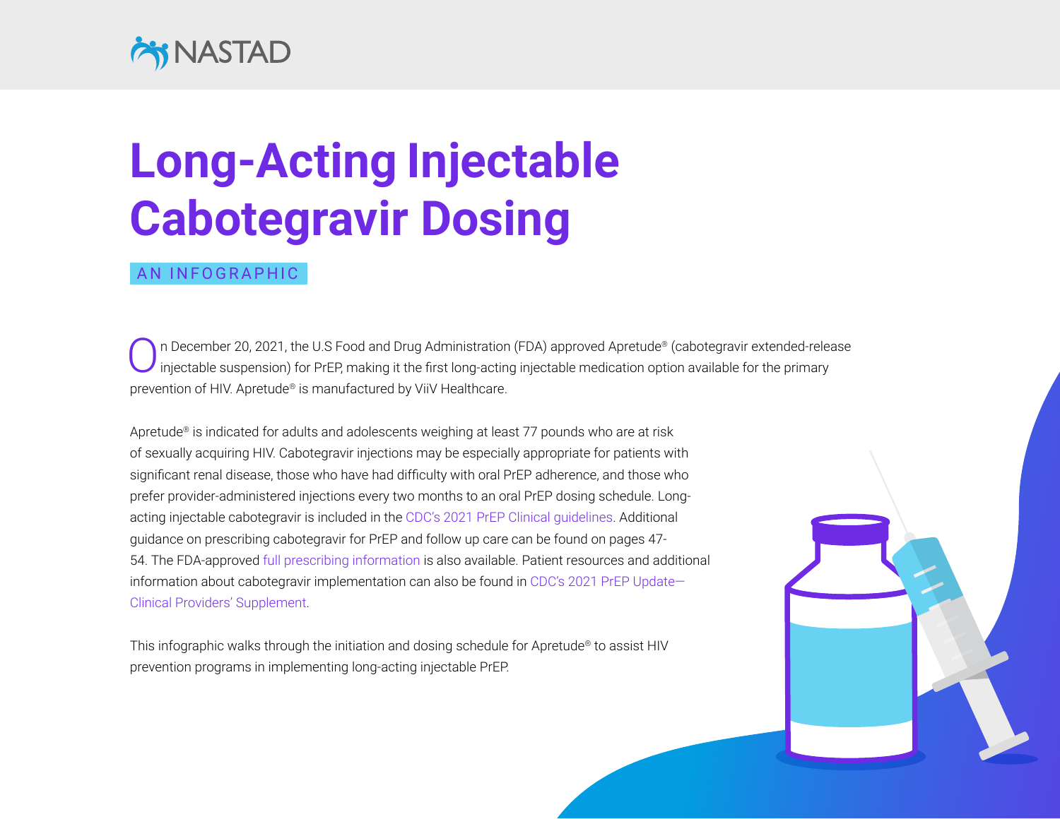NASTAD

# Long-Acting Injectable Cabotegravir Dosing

AN INFOGRAPHIC

On December 20, 2021, the U.S Food and Drug Administration (FDA) approved Apretude® (cabotegravir extended-release injectable suspension) for PrEP, making it the first long-acting injectable medication option available for the primary prevention of HIV. Apretude® is manufactured by ViiV Healthcare.

Apretude® is indicated for adults and adolescents weighing at least 77 pounds who are at risk of sexually acquiring HIV. Cabotegravir injections may be especially appropriate for patients with significant renal disease, those who have had difficulty with oral PrEP adherence, and those who prefer provider-administered injections every two months to an oral PrEP dosing schedule. Long-acting injectable cabotegravir is included in the CDC's 2021 PrEP Clinical guidelines. Additional guidance on prescribing cabotegravir for PrEP and follow up care can be found on pages 47-54. The FDA-approved full prescribing information is also available. Patient resources and additional information about cabotegravir implementation can also be found in CDC's 2021 PrEP Update—Clinical Providers' Supplement.

This infographic walks through the initiation and dosing schedule for Apretude® to assist HIV prevention programs in implementing long-acting injectable PrEP.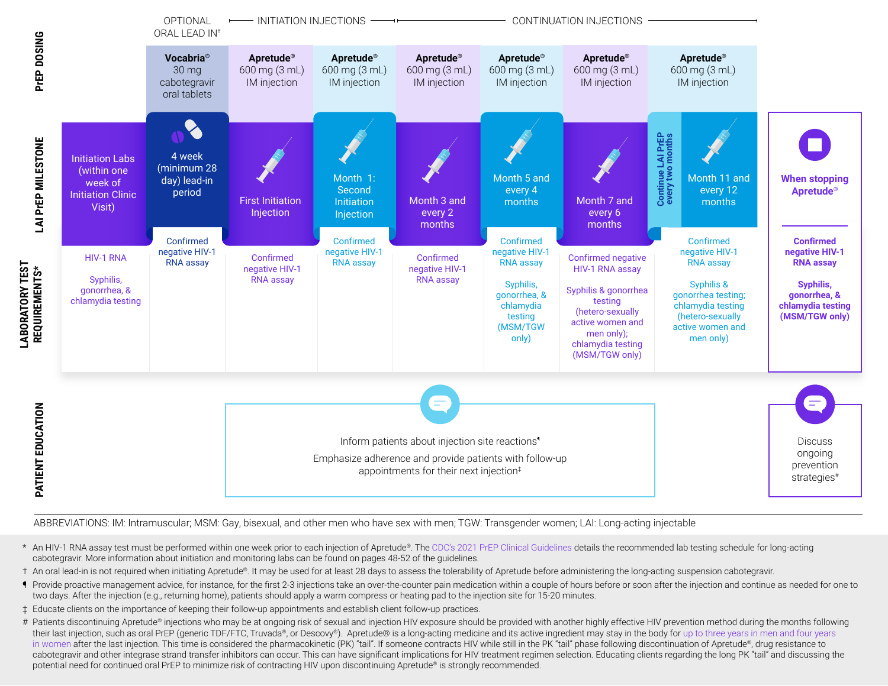| | | OPTIONAL ORAL LEAD IN† | INITIATION INJECTIONS | | CONTINUATION INJECTIONS | | | | |
|---|---|---|---|---|---|---|---|---|---|
| **PrEP DOSING** | | **Vocabria®** 30 mg cabotegravir oral tablets | **Apretude®** 600 mg (3 mL) IM injection | **Apretude®** 600 mg (3 mL) IM injection | **Apretude®** 600 mg (3 mL) IM injection | **Apretude®** 600 mg (3 mL) IM injection | **Apretude®** 600 mg (3 mL) IM injection | **Apretude®** 600 mg (3 mL) IM injection | |
| **LAI PrEP MILESTONE** | Initiation Labs (within one week of Initiation Clinic Visit) | 4 week (minimum 28 day) lead-in period | First Initiation Injection | Month 1: Second Initiation Injection | Month 3 and every 2 months | Month 5 and every 4 months | Month 7 and every 6 months | Continue LAI PrEP every two months; Month 11 and every 12 months | **When stopping Apretude®** |
| **LABORATORY TEST REQUIREMENTS*** | HIV-1 RNA<br><br>Syphilis, gonorrhea, & chlamydia testing | Confirmed negative HIV-1 RNA assay | Confirmed negative HIV-1 RNA assay | Confirmed negative HIV-1 RNA assay | Confirmed negative HIV-1 RNA assay | Confirmed negative HIV-1 RNA assay<br><br>Syphilis, gonorrhea, & chlamydia testing (MSM/TGW only) | Confirmed negative HIV-1 RNA assay<br><br>Syphilis & gonorrhea testing (hetero-sexually active women and men only); chlamydia testing (MSM/TGW only) | Confirmed negative HIV-1 RNA assay<br><br>Syphilis & gonorrhea testing; chlamydia testing (hetero-sexually active women and men only) | **Confirmed negative HIV-1 RNA assay**<br><br>**Syphilis, gonorrhea, & chlamydia testing (MSM/TGW only)** |
| **PATIENT EDUCATION** | | | Inform patients about injection site reactions¶<br><br>Emphasize adherence and provide patients with follow-up appointments for their next injection‡ | | | | | | Discuss ongoing prevention strategies# |

ABBREVIATIONS: IM: Intramuscular; MSM: Gay, bisexual, and other men who have sex with men; TGW: Transgender women; LAI: Long-acting injectable

\* An HIV-1 RNA assay test must be performed within one week prior to each injection of Apretude®. The CDC's 2021 PrEP Clinical Guidelines details the recommended lab testing schedule for long-acting cabotegravir. More information about initiation and monitoring labs can be found on pages 48-52 of the guidelines.

† An oral lead-in is not required when initiating Apretude®. It may be used for at least 28 days to assess the tolerability of Apretude before administering the long-acting suspension cabotegravir.

¶ Provide proactive management advice, for instance, for the first 2-3 injections take an over-the-counter pain medication within a couple of hours before or soon after the injection and continue as needed for one to two days. After the injection (e.g., returning home), patients should apply a warm compress or heating pad to the injection site for 15-20 minutes.

‡ Educate clients on the importance of keeping their follow-up appointments and establish client follow-up practices.

\# Patients discontinuing Apretude® injections who may be at ongoing risk of sexual and injection HIV exposure should be provided with another highly effective HIV prevention method during the months following their last injection, such as oral PrEP (generic TDF/FTC, Truvada®, or Descovy®). Apretude® is a long-acting medicine and its active ingredient may stay in the body for up to three years in men and four years in women after the last injection. This time is considered the pharmacokinetic (PK) "tail". If someone contracts HIV while still in the PK "tail" phase following discontinuation of Apretude®, drug resistance to cabotegravir and other integrase strand transfer inhibitors can occur. This can have significant implications for HIV treatment regimen selection. Educating clients regarding the long PK "tail" and discussing the potential need for continued oral PrEP to minimize risk of contracting HIV upon discontinuing Apretude® is strongly recommended.